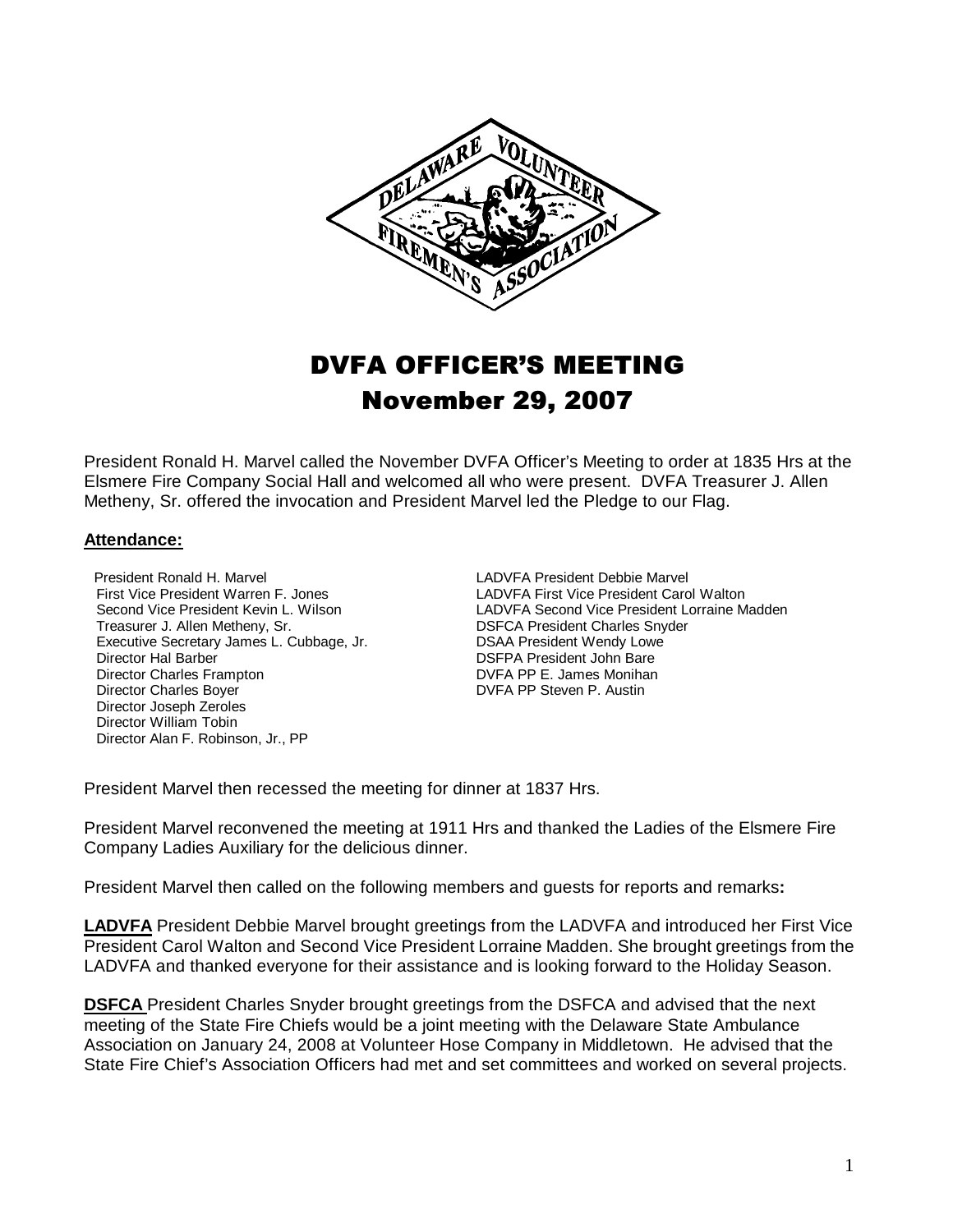# DVFA OFFICER'S MEETING
## November 29, 2007

President Ronald H. Marvel called the November DVFA Officer's Meeting to order at 1835 Hrs at the Elsmere Fire Company Social Hall and welcomed all who were present. DVFA Treasurer J. Allen Metheny, Sr. offered the invocation and President Marvel led the Pledge to our Flag.

**Attendance:**

President Ronald H. Marvel
First Vice President Warren F. Jones
Second Vice President Kevin L. Wilson
Treasurer J. Allen Metheny, Sr.
Executive Secretary James L. Cubbage, Jr.
Director Hal Barber
Director Charles Frampton
Director Charles Boyer
Director Joseph Zeroles
Director William Tobin
Director Alan F. Robinson, Jr., PP

LADVFA President Debbie Marvel
LADVFA First Vice President Carol Walton
LADVFA Second Vice President Lorraine Madden
DSFCA President Charles Snyder
DSAA President Wendy Lowe
DSFPA President John Bare
DVFA PP E. James Monihan
DVFA PP Steven P. Austin

President Marvel then recessed the meeting for dinner at 1837 Hrs.

President Marvel reconvened the meeting at 1911 Hrs and thanked the Ladies of the Elsmere Fire Company Ladies Auxiliary for the delicious dinner.

President Marvel then called on the following members and guests for reports and remarks**:**

**LADVFA** President Debbie Marvel brought greetings from the LADVFA and introduced her First Vice President Carol Walton and Second Vice President Lorraine Madden. She brought greetings from the LADVFA and thanked everyone for their assistance and is looking forward to the Holiday Season.

**DSFCA** President Charles Snyder brought greetings from the DSFCA and advised that the next meeting of the State Fire Chiefs would be a joint meeting with the Delaware State Ambulance Association on January 24, 2008 at Volunteer Hose Company in Middletown. He advised that the State Fire Chief's Association Officers had met and set committees and worked on several projects.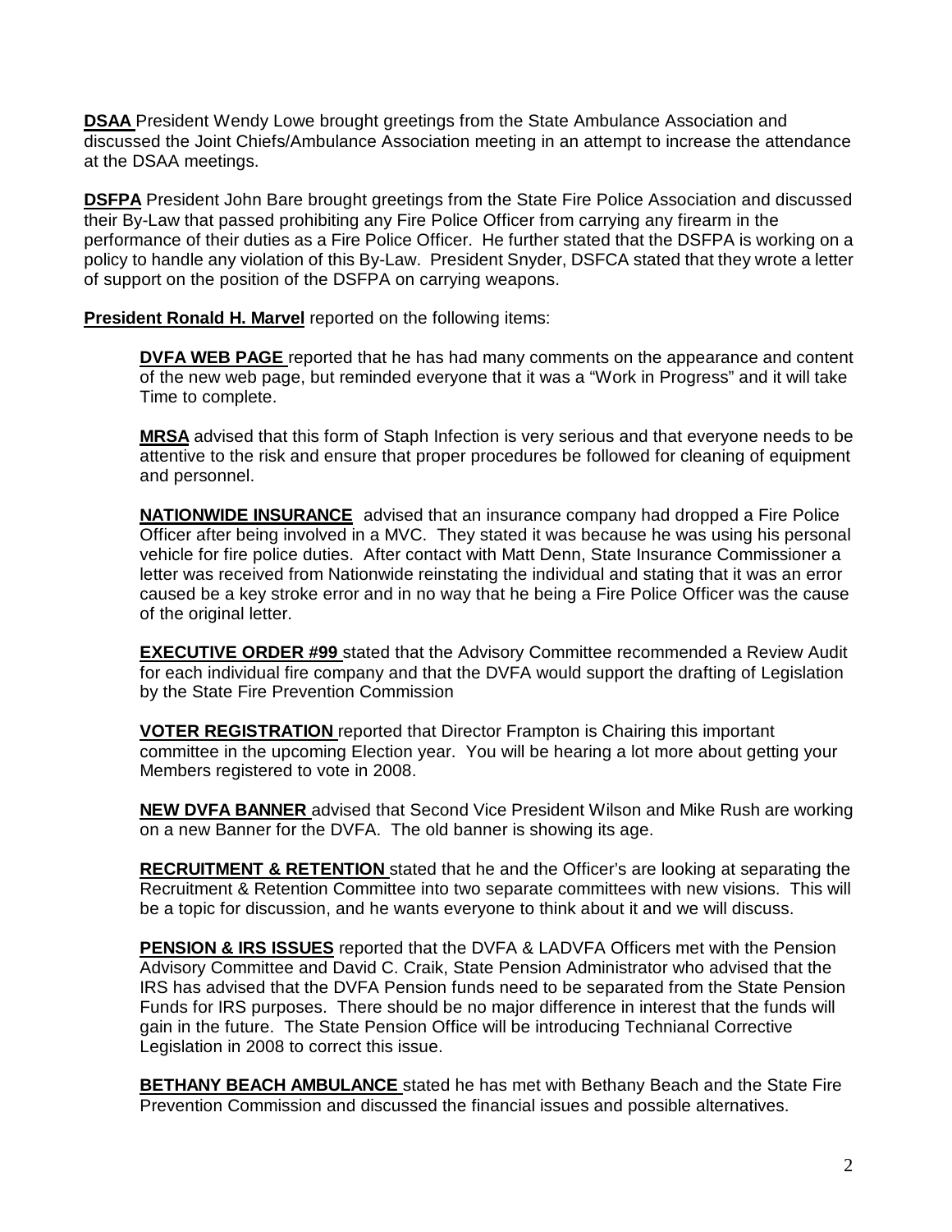**DSAA** President Wendy Lowe brought greetings from the State Ambulance Association and discussed the Joint Chiefs/Ambulance Association meeting in an attempt to increase the attendance at the DSAA meetings.

**DSFPA** President John Bare brought greetings from the State Fire Police Association and discussed their By-Law that passed prohibiting any Fire Police Officer from carrying any firearm in the performance of their duties as a Fire Police Officer. He further stated that the DSFPA is working on a policy to handle any violation of this By-Law. President Snyder, DSFCA stated that they wrote a letter of support on the position of the DSFPA on carrying weapons.

**President Ronald H. Marvel** reported on the following items:

> **DVFA WEB PAGE** reported that he has had many comments on the appearance and content of the new web page, but reminded everyone that it was a "Work in Progress" and it will take Time to complete.
>
> **MRSA** advised that this form of Staph Infection is very serious and that everyone needs to be attentive to the risk and ensure that proper procedures be followed for cleaning of equipment and personnel.
>
> **NATIONWIDE INSURANCE** advised that an insurance company had dropped a Fire Police Officer after being involved in a MVC. They stated it was because he was using his personal vehicle for fire police duties. After contact with Matt Denn, State Insurance Commissioner a letter was received from Nationwide reinstating the individual and stating that it was an error caused be a key stroke error and in no way that he being a Fire Police Officer was the cause of the original letter.
>
> **EXECUTIVE ORDER #99** stated that the Advisory Committee recommended a Review Audit for each individual fire company and that the DVFA would support the drafting of Legislation by the State Fire Prevention Commission
>
> **VOTER REGISTRATION** reported that Director Frampton is Chairing this important committee in the upcoming Election year. You will be hearing a lot more about getting your Members registered to vote in 2008.
>
> **NEW DVFA BANNER** advised that Second Vice President Wilson and Mike Rush are working on a new Banner for the DVFA. The old banner is showing its age.
>
> **RECRUITMENT & RETENTION** stated that he and the Officer's are looking at separating the Recruitment & Retention Committee into two separate committees with new visions. This will be a topic for discussion, and he wants everyone to think about it and we will discuss.
>
> **PENSION & IRS ISSUES** reported that the DVFA & LADVFA Officers met with the Pension Advisory Committee and David C. Craik, State Pension Administrator who advised that the IRS has advised that the DVFA Pension funds need to be separated from the State Pension Funds for IRS purposes. There should be no major difference in interest that the funds will gain in the future. The State Pension Office will be introducing Technianal Corrective Legislation in 2008 to correct this issue.
>
> **BETHANY BEACH AMBULANCE** stated he has met with Bethany Beach and the State Fire Prevention Commission and discussed the financial issues and possible alternatives.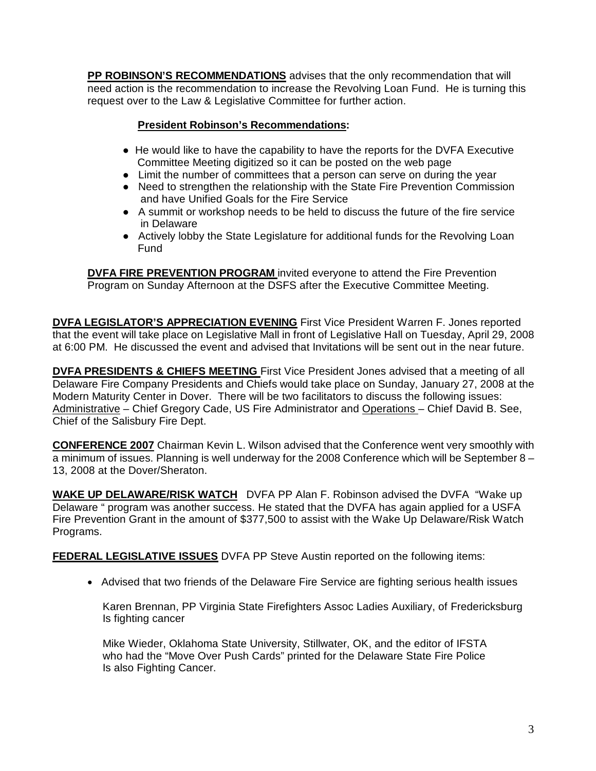**PP ROBINSON'S RECOMMENDATIONS** advises that the only recommendation that will need action is the recommendation to increase the Revolving Loan Fund. He is turning this request over to the Law & Legislative Committee for further action.

**President Robinson's Recommendations:**

- He would like to have the capability to have the reports for the DVFA Executive Committee Meeting digitized so it can be posted on the web page
- Limit the number of committees that a person can serve on during the year
- Need to strengthen the relationship with the State Fire Prevention Commission and have Unified Goals for the Fire Service
- A summit or workshop needs to be held to discuss the future of the fire service in Delaware
- Actively lobby the State Legislature for additional funds for the Revolving Loan Fund

**DVFA FIRE PREVENTION PROGRAM** invited everyone to attend the Fire Prevention Program on Sunday Afternoon at the DSFS after the Executive Committee Meeting.

**DVFA LEGISLATOR'S APPRECIATION EVENING** First Vice President Warren F. Jones reported that the event will take place on Legislative Mall in front of Legislative Hall on Tuesday, April 29, 2008 at 6:00 PM. He discussed the event and advised that Invitations will be sent out in the near future.

**DVFA PRESIDENTS & CHIEFS MEETING** First Vice President Jones advised that a meeting of all Delaware Fire Company Presidents and Chiefs would take place on Sunday, January 27, 2008 at the Modern Maturity Center in Dover. There will be two facilitators to discuss the following issues: Administrative – Chief Gregory Cade, US Fire Administrator and Operations – Chief David B. See, Chief of the Salisbury Fire Dept.

**CONFERENCE 2007** Chairman Kevin L. Wilson advised that the Conference went very smoothly with a minimum of issues. Planning is well underway for the 2008 Conference which will be September 8 – 13, 2008 at the Dover/Sheraton.

**WAKE UP DELAWARE/RISK WATCH** DVFA PP Alan F. Robinson advised the DVFA "Wake up Delaware " program was another success. He stated that the DVFA has again applied for a USFA Fire Prevention Grant in the amount of $377,500 to assist with the Wake Up Delaware/Risk Watch Programs.

**FEDERAL LEGISLATIVE ISSUES** DVFA PP Steve Austin reported on the following items:

- Advised that two friends of the Delaware Fire Service are fighting serious health issues

  Karen Brennan, PP Virginia State Firefighters Assoc Ladies Auxiliary, of Fredericksburg Is fighting cancer

  Mike Wieder, Oklahoma State University, Stillwater, OK, and the editor of IFSTA who had the "Move Over Push Cards" printed for the Delaware State Fire Police Is also Fighting Cancer.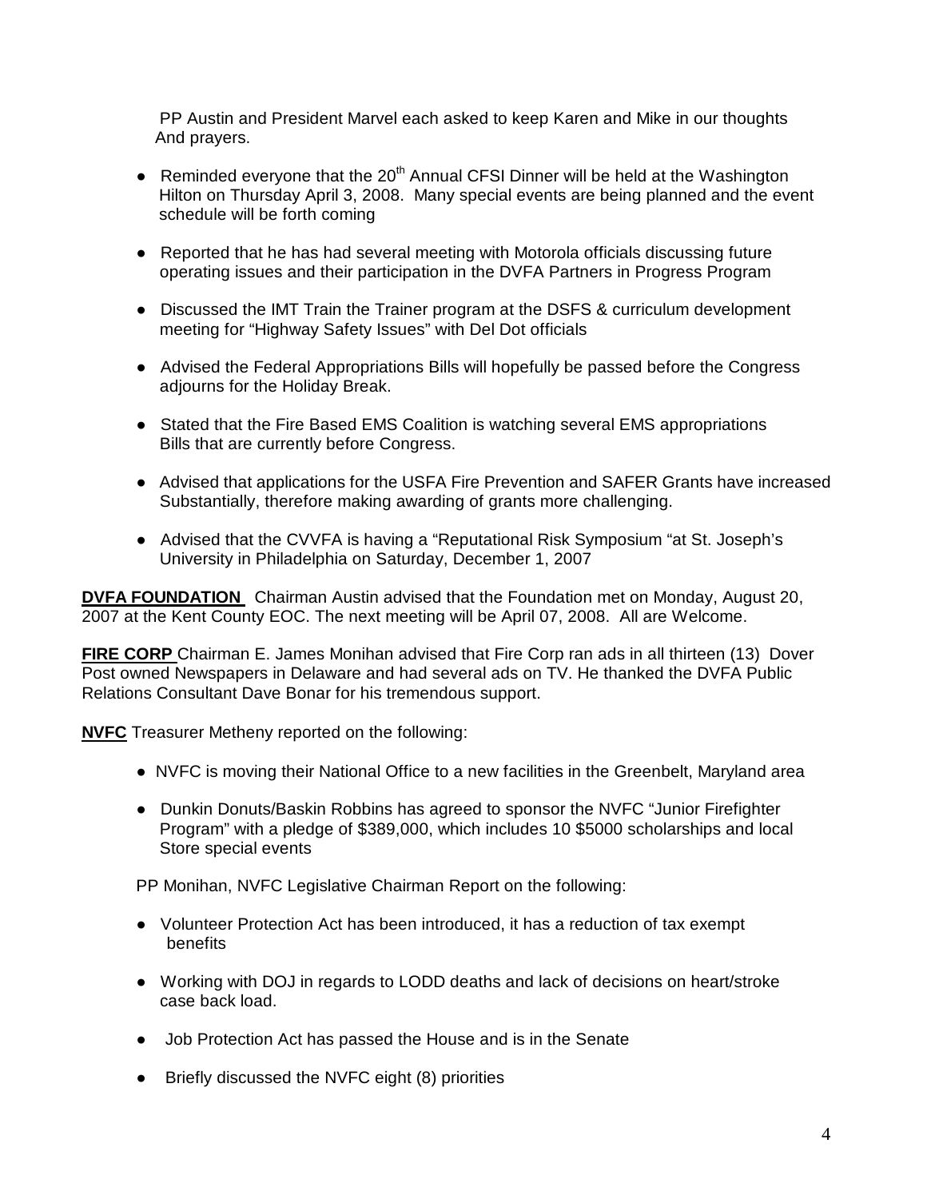PP Austin and President Marvel each asked to keep Karen and Mike in our thoughts And prayers.

- Reminded everyone that the 20th Annual CFSI Dinner will be held at the Washington Hilton on Thursday April 3, 2008. Many special events are being planned and the event schedule will be forth coming
- Reported that he has had several meeting with Motorola officials discussing future operating issues and their participation in the DVFA Partners in Progress Program
- Discussed the IMT Train the Trainer program at the DSFS & curriculum development meeting for "Highway Safety Issues" with Del Dot officials
- Advised the Federal Appropriations Bills will hopefully be passed before the Congress adjourns for the Holiday Break.
- Stated that the Fire Based EMS Coalition is watching several EMS appropriations Bills that are currently before Congress.
- Advised that applications for the USFA Fire Prevention and SAFER Grants have increased Substantially, therefore making awarding of grants more challenging.
- Advised that the CVVFA is having a "Reputational Risk Symposium "at St. Joseph's University in Philadelphia on Saturday, December 1, 2007

**DVFA FOUNDATION** Chairman Austin advised that the Foundation met on Monday, August 20, 2007 at the Kent County EOC. The next meeting will be April 07, 2008. All are Welcome.

**FIRE CORP** Chairman E. James Monihan advised that Fire Corp ran ads in all thirteen (13) Dover Post owned Newspapers in Delaware and had several ads on TV. He thanked the DVFA Public Relations Consultant Dave Bonar for his tremendous support.

**NVFC** Treasurer Metheny reported on the following:

- NVFC is moving their National Office to a new facilities in the Greenbelt, Maryland area
- Dunkin Donuts/Baskin Robbins has agreed to sponsor the NVFC "Junior Firefighter Program" with a pledge of $389,000, which includes 10 $5000 scholarships and local Store special events

PP Monihan, NVFC Legislative Chairman Report on the following:

- Volunteer Protection Act has been introduced, it has a reduction of tax exempt benefits
- Working with DOJ in regards to LODD deaths and lack of decisions on heart/stroke case back load.
- Job Protection Act has passed the House and is in the Senate
- Briefly discussed the NVFC eight (8) priorities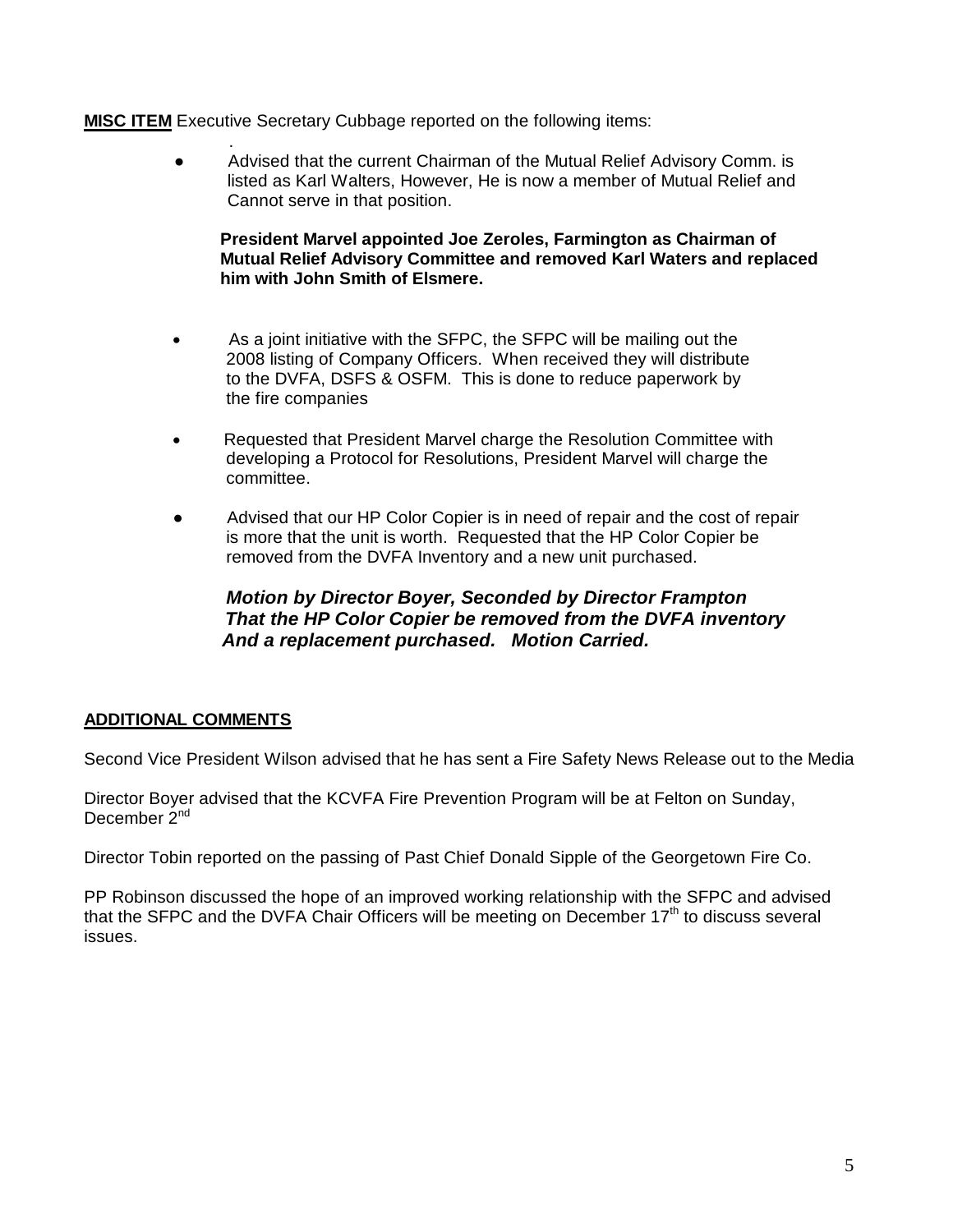**MISC ITEM** Executive Secretary Cubbage reported on the following items:

.

- Advised that the current Chairman of the Mutual Relief Advisory Comm. is listed as Karl Walters, However, He is now a member of Mutual Relief and Cannot serve in that position.

  **President Marvel appointed Joe Zeroles, Farmington as Chairman of Mutual Relief Advisory Committee and removed Karl Waters and replaced him with John Smith of Elsmere.**

- As a joint initiative with the SFPC, the SFPC will be mailing out the 2008 listing of Company Officers. When received they will distribute to the DVFA, DSFS & OSFM. This is done to reduce paperwork by the fire companies

- Requested that President Marvel charge the Resolution Committee with developing a Protocol for Resolutions, President Marvel will charge the committee.

- Advised that our HP Color Copier is in need of repair and the cost of repair is more that the unit is worth. Requested that the HP Color Copier be removed from the DVFA Inventory and a new unit purchased.

  ***Motion by Director Boyer, Seconded by Director Frampton That the HP Color Copier be removed from the DVFA inventory And a replacement purchased. Motion Carried.***

**ADDITIONAL COMMENTS**

Second Vice President Wilson advised that he has sent a Fire Safety News Release out to the Media

Director Boyer advised that the KCVFA Fire Prevention Program will be at Felton on Sunday, December 2nd

Director Tobin reported on the passing of Past Chief Donald Sipple of the Georgetown Fire Co.

PP Robinson discussed the hope of an improved working relationship with the SFPC and advised that the SFPC and the DVFA Chair Officers will be meeting on December 17th to discuss several issues.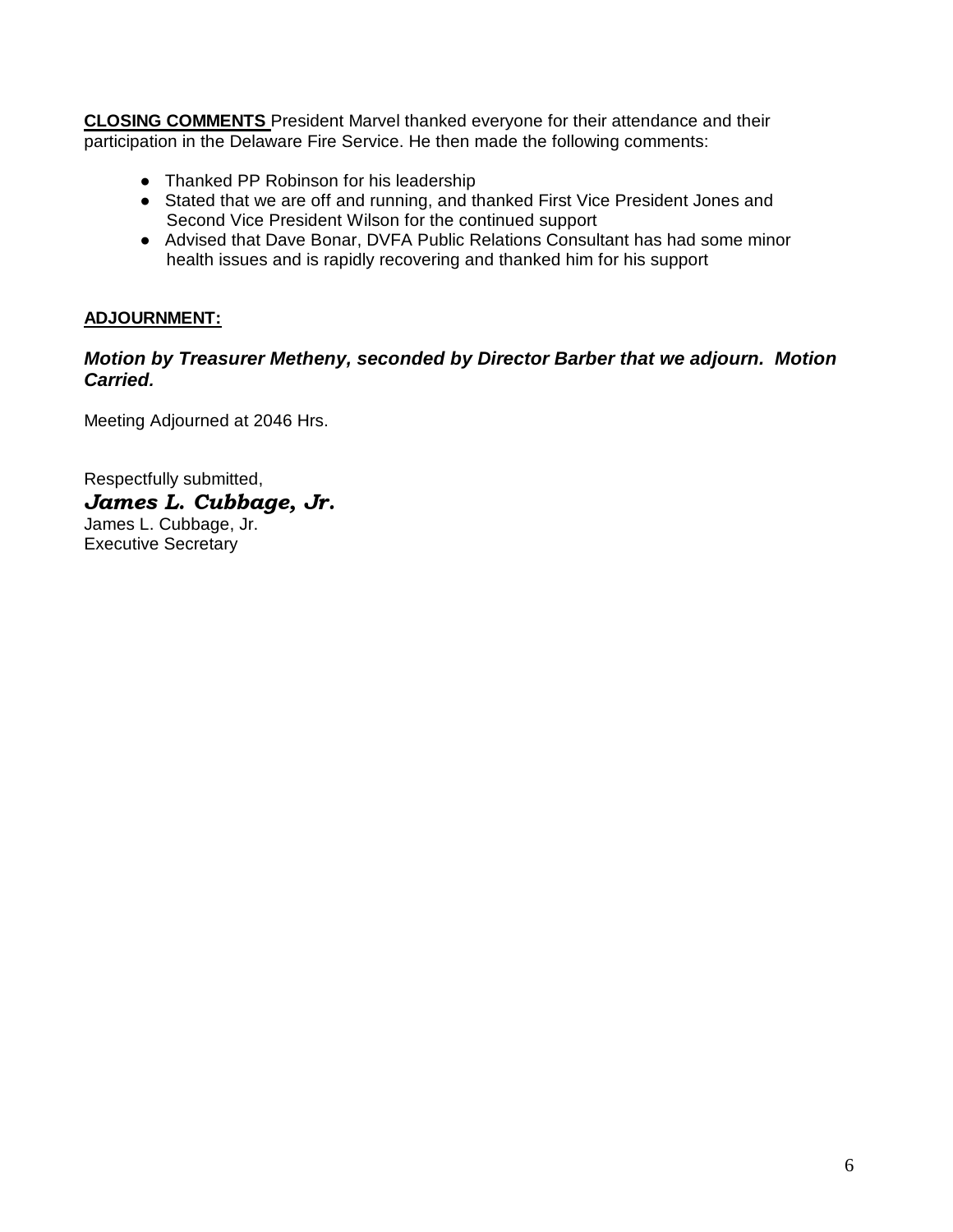**CLOSING COMMENTS** President Marvel thanked everyone for their attendance and their participation in the Delaware Fire Service. He then made the following comments:

- Thanked PP Robinson for his leadership
- Stated that we are off and running, and thanked First Vice President Jones and Second Vice President Wilson for the continued support
- Advised that Dave Bonar, DVFA Public Relations Consultant has had some minor health issues and is rapidly recovering and thanked him for his support

**ADJOURNMENT:**

***Motion by Treasurer Metheny, seconded by Director Barber that we adjourn. Motion Carried.***

Meeting Adjourned at 2046 Hrs.

Respectfully submitted,

***James L. Cubbage, Jr.***

James L. Cubbage, Jr.
Executive Secretary